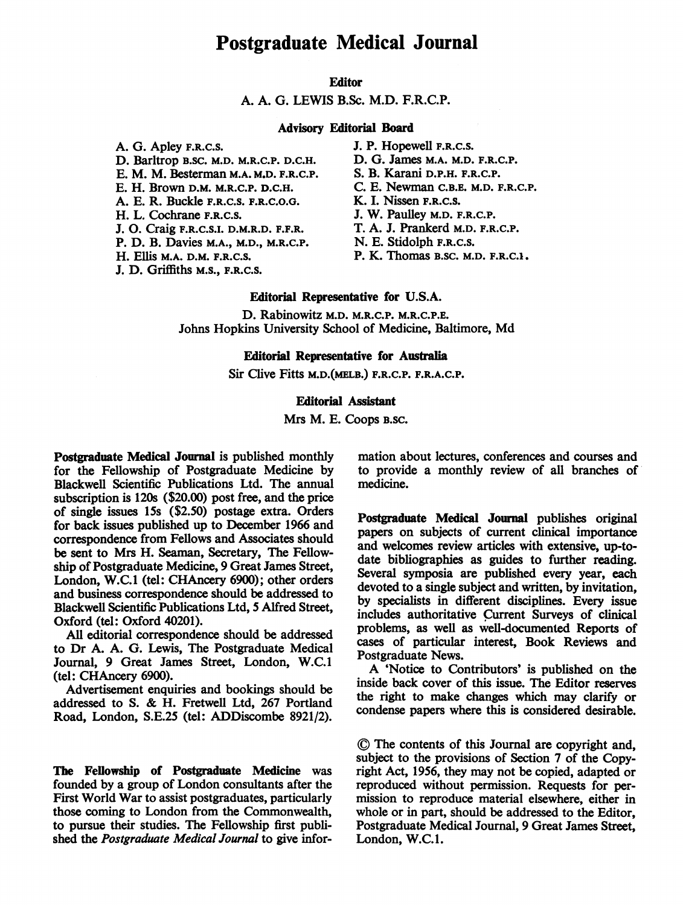# Postgraduate Medical Journal

**Editor**

A. A. G. LEWIS B.Sc. M.D. F.R.C.P.

**Advisory Editorial Board**

A. G. Apley F.R.C.S.
D. Barltrop B.SC. M.D. M.R.C.P. D.C.H.
E. M. M. Besterman M.A. M.D. F.R.C.P.
E. H. Brown D.M. M.R.C.P. D.C.H.
A. E. R. Buckle F.R.C.S. F.R.C.O.G.
H. L. Cochrane F.R.C.S.
J. O. Craig F.R.C.S.I. D.M.R.D. F.F.R.
P. D. B. Davies M.A., M.D., M.R.C.P.
H. Ellis M.A. D.M. F.R.C.S.
J. D. Griffiths M.S., F.R.C.S.
J. P. Hopewell F.R.C.S.
D. G. James M.A. M.D. F.R.C.P.
S. B. Karani D.P.H. F.R.C.P.
C. E. Newman C.B.E. M.D. F.R.C.P.
K. I. Nissen F.R.C.S.
J. W. Paulley M.D. F.R.C.P.
T. A. J. Prankerd M.D. F.R.C.P.
N. E. Stidolph F.R.C.S.
P. K. Thomas B.SC. M.D. F.R.C.P.

**Editorial Representative for U.S.A.**

D. Rabinowitz M.D. M.R.C.P. M.R.C.P.E.
Johns Hopkins University School of Medicine, Baltimore, Md

**Editorial Representative for Australia**

Sir Clive Fitts M.D.(MELB.) F.R.C.P. F.R.A.C.P.

**Editorial Assistant**

Mrs M. E. Coops B.SC.

**Postgraduate Medical Journal** is published monthly for the Fellowship of Postgraduate Medicine by Blackwell Scientific Publications Ltd. The annual subscription is 120s ($20.00) post free, and the price of single issues 15s ($2.50) postage extra. Orders for back issues published up to December 1966 and correspondence from Fellows and Associates should be sent to Mrs H. Seaman, Secretary, The Fellowship of Postgraduate Medicine, 9 Great James Street, London, W.C.1 (tel: CHAncery 6900); other orders and business correspondence should be addressed to Blackwell Scientific Publications Ltd, 5 Alfred Street, Oxford (tel: Oxford 40201).

All editorial correspondence should be addressed to Dr A. A. G. Lewis, The Postgraduate Medical Journal, 9 Great James Street, London, W.C.1 (tel: CHAncery 6900).

Advertisement enquiries and bookings should be addressed to S. & H. Fretwell Ltd, 267 Portland Road, London, S.E.25 (tel: ADDiscombe 8921/2).

**The Fellowship of Postgraduate Medicine** was founded by a group of London consultants after the First World War to assist postgraduates, particularly those coming to London from the Commonwealth, to pursue their studies. The Fellowship first published the *Postgraduate Medical Journal* to give information about lectures, conferences and courses and to provide a monthly review of all branches of medicine.

**Postgraduate Medical Journal** publishes original papers on subjects of current clinical importance and welcomes review articles with extensive, up-to-date bibliographies as guides to further reading. Several symposia are published every year, each devoted to a single subject and written, by invitation, by specialists in different disciplines. Every issue includes authoritative Current Surveys of clinical problems, as well as well-documented Reports of cases of particular interest, Book Reviews and Postgraduate News.

A 'Notice to Contributors' is published on the inside back cover of this issue. The Editor reserves the right to make changes which may clarify or condense papers where this is considered desirable.

© The contents of this Journal are copyright and, subject to the provisions of Section 7 of the Copyright Act, 1956, they may not be copied, adapted or reproduced without permission. Requests for permission to reproduce material elsewhere, either in whole or in part, should be addressed to the Editor, Postgraduate Medical Journal, 9 Great James Street, London, W.C.1.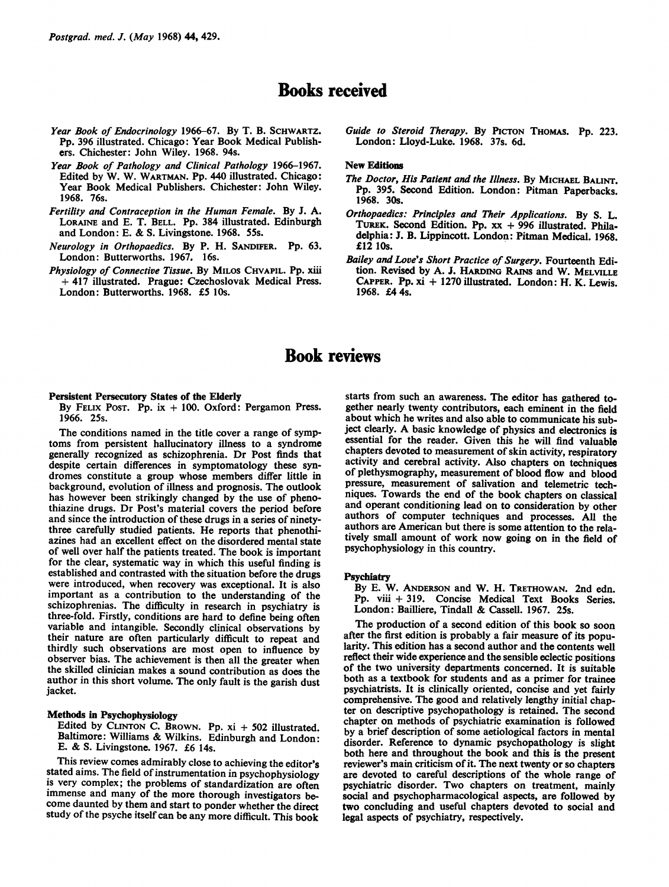# Books received

*Year Book of Endocrinology* 1966–67. By T. B. SCHWARTZ. Pp. 396 illustrated. Chicago: Year Book Medical Publishers. Chichester: John Wiley. 1968. 94s.

*Year Book of Pathology and Clinical Pathology* 1966–1967. Edited by W. W. WARTMAN. Pp. 440 illustrated. Chicago: Year Book Medical Publishers. Chichester: John Wiley. 1968. 76s.

*Fertility and Contraception in the Human Female*. By J. A. LORAINE and E. T. BELL. Pp. 384 illustrated. Edinburgh and London: E. & S. Livingstone. 1968. 55s.

*Neurology in Orthopaedics*. By P. H. SANDIFER. Pp. 63. London: Butterworths. 1967. 16s.

*Physiology of Connective Tissue*. By MILOS CHVAPIL. Pp. xiii + 417 illustrated. Prague: Czechoslovak Medical Press. London: Butterworths. 1968. £5 10s.

*Guide to Steroid Therapy*. By PICTON THOMAS. Pp. 223. London: Lloyd-Luke. 1968. 37s. 6d.

**New Editions**

*The Doctor, His Patient and the Illness*. By MICHAEL BALINT. Pp. 395. Second Edition. London: Pitman Paperbacks. 1968. 30s.

*Orthopaedics: Principles and Their Applications*. By S. L. TUREK. Second Edition. Pp. xx + 996 illustrated. Philadelphia: J. B. Lippincott. London: Pitman Medical. 1968. £12 10s.

*Bailey and Love's Short Practice of Surgery*. Fourteenth Edition. Revised by A. J. HARDING RAINS and W. MELVILLE CAPPER. Pp. xi + 1270 illustrated. London: H. K. Lewis. 1968. £4 4s.

# Book reviews

**Persistent Persecutory States of the Elderly**

By FELIX POST. Pp. ix + 100. Oxford: Pergamon Press. 1966. 25s.

The conditions named in the title cover a range of symptoms from persistent hallucinatory illness to a syndrome generally recognized as schizophrenia. Dr Post finds that despite certain differences in symptomatology these syndromes constitute a group whose members differ little in background, evolution of illness and prognosis. The outlook has however been strikingly changed by the use of phenothiazine drugs. Dr Post's material covers the period before and since the introduction of these drugs in a series of ninety-three carefully studied patients. He reports that phenothiazines had an excellent effect on the disordered mental state of well over half the patients treated. The book is important for the clear, systematic way in which this useful finding is established and contrasted with the situation before the drugs were introduced, when recovery was exceptional. It is also important as a contribution to the understanding of the schizophrenias. The difficulty in research in psychiatry is three-fold. Firstly, conditions are hard to define being often variable and intangible. Secondly clinical observations by their nature are often particularly difficult to repeat and thirdly such observations are most open to influence by observer bias. The achievement is then all the greater when the skilled clinician makes a sound contribution as does the author in this short volume. The only fault is the garish dust jacket.

**Methods in Psychophysiology**

Edited by CLINTON C. BROWN. Pp. xi + 502 illustrated. Baltimore: Williams & Wilkins. Edinburgh and London: E. & S. Livingstone. 1967. £6 14s.

This review comes admirably close to achieving the editor's stated aims. The field of instrumentation in psychophysiology is very complex; the problems of standardization are often immense and many of the more thorough investigators become daunted by them and start to ponder whether the direct study of the psyche itself can be any more difficult. This book starts from such an awareness. The editor has gathered together nearly twenty contributors, each eminent in the field about which he writes and also able to communicate his subject clearly. A basic knowledge of physics and electronics is essential for the reader. Given this he will find valuable chapters devoted to measurement of skin activity, respiratory activity and cerebral activity. Also chapters on techniques of plethysmography, measurement of blood flow and blood pressure, measurement of salivation and telemetric techniques. Towards the end of the book chapters on classical and operant conditioning lead on to consideration by other authors of computer techniques and processes. All the authors are American but there is some attention to the relatively small amount of work now going on in the field of psychophysiology in this country.

**Psychiatry**

By E. W. ANDERSON and W. H. TRETHOWAN. 2nd edn. Pp. viii + 319. Concise Medical Text Books Series. London: Bailliere, Tindall & Cassell. 1967. 25s.

The production of a second edition of this book so soon after the first edition is probably a fair measure of its popularity. This edition has a second author and the contents well reflect their wide experience and the sensible eclectic positions of the two university departments concerned. It is suitable both as a textbook for students and as a primer for trainee psychiatrists. It is clinically oriented, concise and yet fairly comprehensive. The good and relatively lengthy initial chapter on descriptive psychopathology is retained. The second chapter on methods of psychiatric examination is followed by a brief description of some aetiological factors in mental disorder. Reference to dynamic psychopathology is slight both here and throughout the book and this is the present reviewer's main criticism of it. The next twenty or so chapters are devoted to careful descriptions of the whole range of psychiatric disorder. Two chapters on treatment, mainly social and psychopharmacological aspects, are followed by two concluding and useful chapters devoted to social and legal aspects of psychiatry, respectively.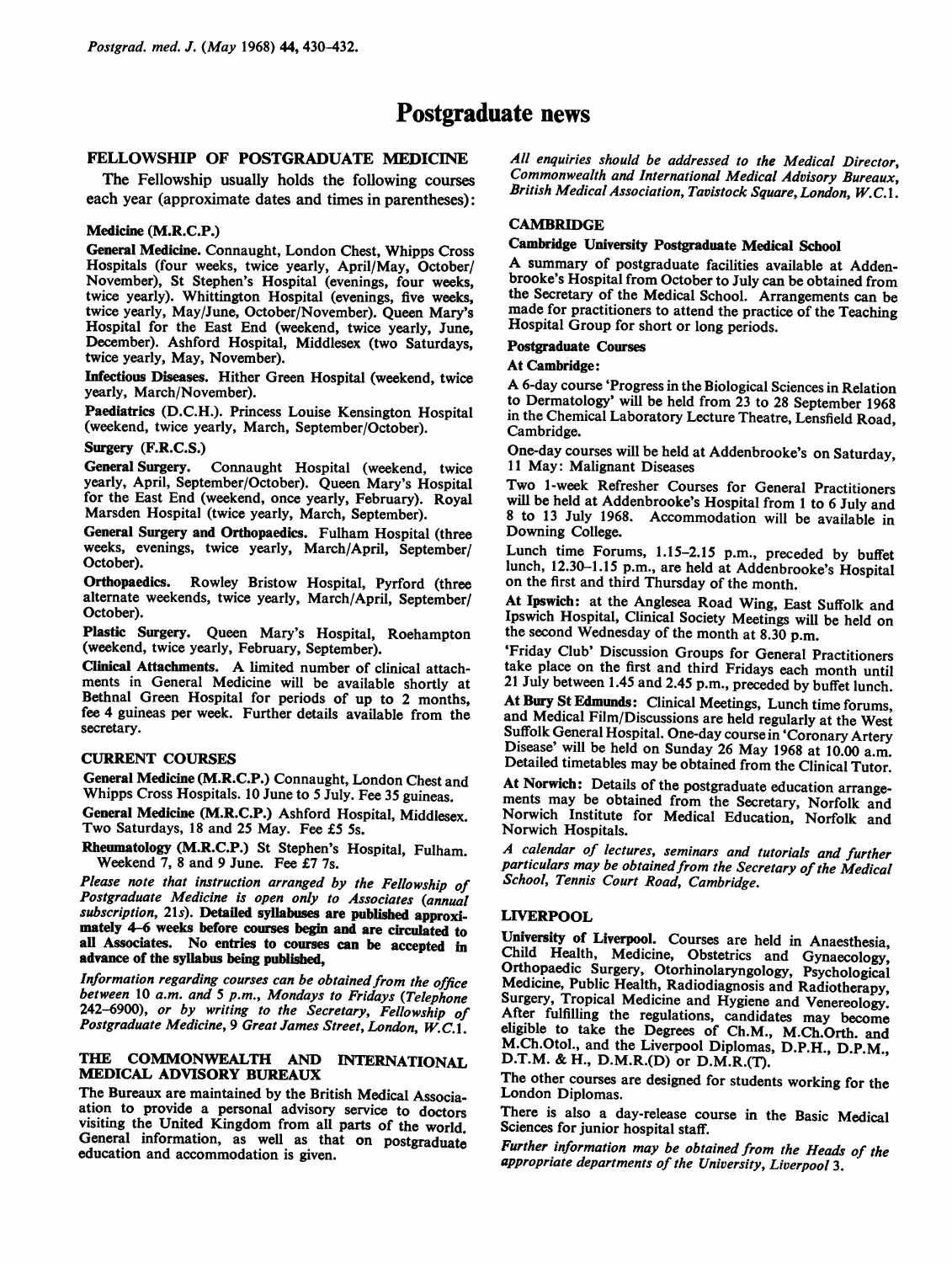# Postgraduate news

## FELLOWSHIP OF POSTGRADUATE MEDICINE

The Fellowship usually holds the following courses each year (approximate dates and times in parentheses):

### Medicine (M.R.C.P.)

**General Medicine.** Connaught, London Chest, Whipps Cross Hospitals (four weeks, twice yearly, April/May, October/November), St Stephen's Hospital (evenings, four weeks, twice yearly). Whittington Hospital (evenings, five weeks, twice yearly, May/June, October/November). Queen Mary's Hospital for the East End (weekend, twice yearly, June, December). Ashford Hospital, Middlesex (two Saturdays, twice yearly, May, November).

**Infectious Diseases.** Hither Green Hospital (weekend, twice yearly, March/November).

**Paediatrics** (D.C.H.). Princess Louise Kensington Hospital (weekend, twice yearly, March, September/October).

### Surgery (F.R.C.S.)

**General Surgery.** Connaught Hospital (weekend, twice yearly, April, September/October). Queen Mary's Hospital for the East End (weekend, once yearly, February). Royal Marsden Hospital (twice yearly, March, September).

**General Surgery and Orthopaedics.** Fulham Hospital (three weeks, evenings, twice yearly, March/April, September/October).

**Orthopaedics.** Rowley Bristow Hospital, Pyrford (three alternate weekends, twice yearly, March/April, September/October).

**Plastic Surgery.** Queen Mary's Hospital, Roehampton (weekend, twice yearly, February, September).

**Clinical Attachments.** A limited number of clinical attachments in General Medicine will be available shortly at Bethnal Green Hospital for periods of up to 2 months, fee 4 guineas per week. Further details available from the secretary.

## CURRENT COURSES

**General Medicine** (M.R.C.P.) Connaught, London Chest and Whipps Cross Hospitals. 10 June to 5 July. Fee 35 guineas.

**General Medicine** (M.R.C.P.) Ashford Hospital, Middlesex. Two Saturdays, 18 and 25 May. Fee £5 5s.

**Rheumatology** (M.R.C.P.) St Stephen's Hospital, Fulham. Weekend 7, 8 and 9 June. Fee £7 7s.

*Please note that instruction arranged by the Fellowship of Postgraduate Medicine is open only to Associates (annual subscription, 21s).* **Detailed syllabuses are published approximately 4–6 weeks before courses begin and are circulated to all Associates. No entries to courses can be accepted in advance of the syllabus being published,**

*Information regarding courses can be obtained from the office between 10 a.m. and 5 p.m., Mondays to Fridays (Telephone 242-6900), or by writing to the Secretary, Fellowship of Postgraduate Medicine, 9 Great James Street, London, W.C.1.*

## THE COMMONWEALTH AND INTERNATIONAL MEDICAL ADVISORY BUREAUX

The Bureaux are maintained by the British Medical Association to provide a personal advisory service to doctors visiting the United Kingdom from all parts of the world. General information, as well as that on postgraduate education and accommodation is given.

*All enquiries should be addressed to the Medical Director, Commonwealth and International Medical Advisory Bureaux, British Medical Association, Tavistock Square, London, W.C.1.*

## CAMBRIDGE

### Cambridge University Postgraduate Medical School

A summary of postgraduate facilities available at Addenbrooke's Hospital from October to July can be obtained from the Secretary of the Medical School. Arrangements can be made for practitioners to attend the practice of the Teaching Hospital Group for short or long periods.

### Postgraduate Courses

**At Cambridge:**

A 6-day course 'Progress in the Biological Sciences in Relation to Dermatology' will be held from 23 to 28 September 1968 in the Chemical Laboratory Lecture Theatre, Lensfield Road, Cambridge.

One-day courses will be held at Addenbrooke's on Saturday, 11 May: Malignant Diseases

Two 1-week Refresher Courses for General Practitioners will be held at Addenbrooke's Hospital from 1 to 6 July and 8 to 13 July 1968. Accommodation will be available in Downing College.

Lunch time Forums, 1.15–2.15 p.m., preceded by buffet lunch, 12.30–1.15 p.m., are held at Addenbrooke's Hospital on the first and third Thursday of the month.

**At Ipswich:** at the Anglesea Road Wing, East Suffolk and Ipswich Hospital, Clinical Society Meetings will be held on the second Wednesday of the month at 8.30 p.m.

'Friday Club' Discussion Groups for General Practitioners take place on the first and third Fridays each month until 21 July between 1.45 and 2.45 p.m., preceded by buffet lunch.

**At Bury St Edmunds:** Clinical Meetings, Lunch time forums, and Medical Film/Discussions are held regularly at the West Suffolk General Hospital. One-day course in 'Coronary Artery Disease' will be held on Sunday 26 May 1968 at 10.00 a.m. Detailed timetables may be obtained from the Clinical Tutor.

**At Norwich:** Details of the postgraduate education arrangements may be obtained from the Secretary, Norfolk and Norwich Institute for Medical Education, Norfolk and Norwich Hospitals.

*A calendar of lectures, seminars and tutorials and further particulars may be obtained from the Secretary of the Medical School, Tennis Court Road, Cambridge.*

## LIVERPOOL

**University of Liverpool.** Courses are held in Anaesthesia, Child Health, Medicine, Obstetrics and Gynaecology, Orthopaedic Surgery, Otorhinolaryngology, Psychological Medicine, Public Health, Radiodiagnosis and Radiotherapy, Surgery, Tropical Medicine and Hygiene and Venereology. After fulfilling the regulations, candidates may become eligible to take the Degrees of Ch.M., M.Ch.Orth. and M.Ch.Otol., and the Liverpool Diplomas, D.P.H., D.P.M., D.T.M. & H., D.M.R.(D) or D.M.R.(T).

The other courses are designed for students working for the London Diplomas.

There is also a day-release course in the Basic Medical Sciences for junior hospital staff.

*Further information may be obtained from the Heads of the appropriate departments of the University, Liverpool 3.*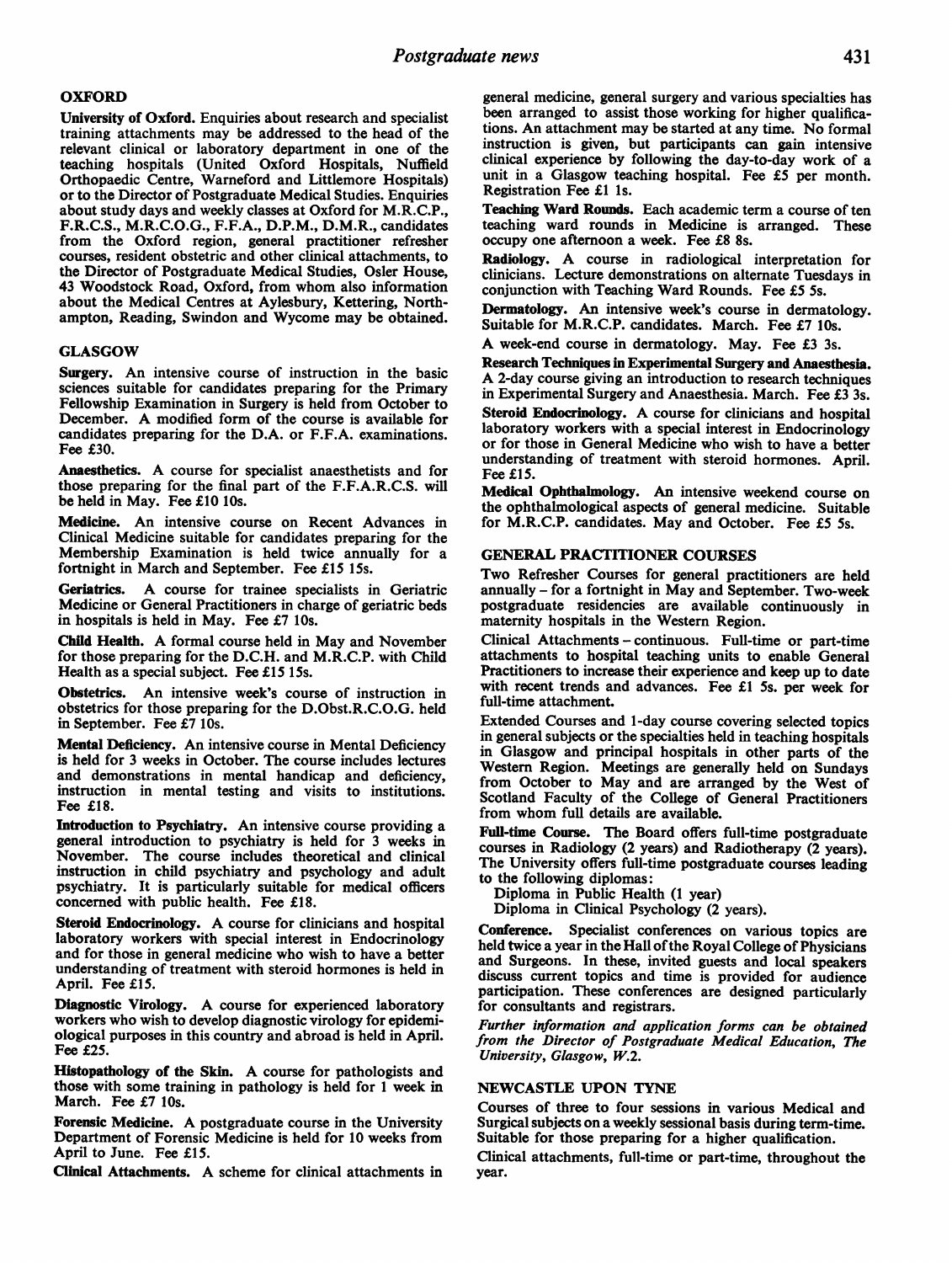## OXFORD

**University of Oxford.** Enquiries about research and specialist training attachments may be addressed to the head of the relevant clinical or laboratory department in one of the teaching hospitals (United Oxford Hospitals, Nuffield Orthopaedic Centre, Warneford and Littlemore Hospitals) or to the Director of Postgraduate Medical Studies. Enquiries about study days and weekly classes at Oxford for M.R.C.P., F.R.C.S., M.R.C.O.G., F.F.A., D.P.M., D.M.R., candidates from the Oxford region, general practitioner refresher courses, resident obstetric and other clinical attachments, to the Director of Postgraduate Medical Studies, Osler House, 43 Woodstock Road, Oxford, from whom also information about the Medical Centres at Aylesbury, Kettering, Northampton, Reading, Swindon and Wycome may be obtained.

## GLASGOW

**Surgery.** An intensive course of instruction in the basic sciences suitable for candidates preparing for the Primary Fellowship Examination in Surgery is held from October to December. A modified form of the course is available for candidates preparing for the D.A. or F.F.A. examinations. Fee £30.

**Anaesthetics.** A course for specialist anaesthetists and for those preparing for the final part of the F.F.A.R.C.S. will be held in May. Fee £10 10s.

**Medicine.** An intensive course on Recent Advances in Clinical Medicine suitable for candidates preparing for the Membership Examination is held twice annually for a fortnight in March and September. Fee £15 15s.

**Geriatrics.** A course for trainee specialists in Geriatric Medicine or General Practitioners in charge of geriatric beds in hospitals is held in May. Fee £7 10s.

**Child Health.** A formal course held in May and November for those preparing for the D.C.H. and M.R.C.P. with Child Health as a special subject. Fee £15 15s.

**Obstetrics.** An intensive week's course of instruction in obstetrics for those preparing for the D.Obst.R.C.O.G. held in September. Fee £7 10s.

**Mental Deficiency.** An intensive course in Mental Deficiency is held for 3 weeks in October. The course includes lectures and demonstrations in mental handicap and deficiency, instruction in mental testing and visits to institutions. Fee £18.

**Introduction to Psychiatry.** An intensive course providing a general introduction to psychiatry is held for 3 weeks in November. The course includes theoretical and clinical instruction in child psychiatry and psychology and adult psychiatry. It is particularly suitable for medical officers concerned with public health. Fee £18.

**Steroid Endocrinology.** A course for clinicians and hospital laboratory workers with special interest in Endocrinology and for those in general medicine who wish to have a better understanding of treatment with steroid hormones is held in April. Fee £15.

**Diagnostic Virology.** A course for experienced laboratory workers who wish to develop diagnostic virology for epidemiological purposes in this country and abroad is held in April. Fee £25.

**Histopathology of the Skin.** A course for pathologists and those with some training in pathology is held for 1 week in March. Fee £7 10s.

**Forensic Medicine.** A postgraduate course in the University Department of Forensic Medicine is held for 10 weeks from April to June. Fee £15.

**Clinical Attachments.** A scheme for clinical attachments in general medicine, general surgery and various specialties has been arranged to assist those working for higher qualifications. An attachment may be started at any time. No formal instruction is given, but participants can gain intensive clinical experience by following the day-to-day work of a unit in a Glasgow teaching hospital. Fee £5 per month. Registration Fee £1 1s.

**Teaching Ward Rounds.** Each academic term a course of ten teaching ward rounds in Medicine is arranged. These occupy one afternoon a week. Fee £8 8s.

**Radiology.** A course in radiological interpretation for clinicians. Lecture demonstrations on alternate Tuesdays in conjunction with Teaching Ward Rounds. Fee £5 5s.

**Dermatology.** An intensive week's course in dermatology. Suitable for M.R.C.P. candidates. March. Fee £7 10s.

A week-end course in dermatology. May. Fee £3 3s.

**Research Techniques in Experimental Surgery and Anaesthesia.** A 2-day course giving an introduction to research techniques in Experimental Surgery and Anaesthesia. March. Fee £3 3s.

**Steroid Endocrinology.** A course for clinicians and hospital laboratory workers with a special interest in Endocrinology or for those in General Medicine who wish to have a better understanding of treatment with steroid hormones. April. Fee £15.

**Medical Ophthalmology.** An intensive weekend course on the ophthalmological aspects of general medicine. Suitable for M.R.C.P. candidates. May and October. Fee £5 5s.

## GENERAL PRACTITIONER COURSES

Two Refresher Courses for general practitioners are held annually – for a fortnight in May and September. Two-week postgraduate residencies are available continuously in maternity hospitals in the Western Region.

Clinical Attachments – continuous. Full-time or part-time attachments to hospital teaching units to enable General Practitioners to increase their experience and keep up to date with recent trends and advances. Fee £1 5s. per week for full-time attachment.

Extended Courses and 1-day course covering selected topics in general subjects or the specialties held in teaching hospitals in Glasgow and principal hospitals in other parts of the Western Region. Meetings are generally held on Sundays from October to May and are arranged by the West of Scotland Faculty of the College of General Practitioners from whom full details are available.

**Full-time Course.** The Board offers full-time postgraduate courses in Radiology (2 years) and Radiotherapy (2 years). The University offers full-time postgraduate courses leading to the following diplomas:

Diploma in Public Health (1 year)
Diploma in Clinical Psychology (2 years).

**Conference.** Specialist conferences on various topics are held twice a year in the Hall of the Royal College of Physicians and Surgeons. In these, invited guests and local speakers discuss current topics and time is provided for audience participation. These conferences are designed particularly for consultants and registrars.

*Further information and application forms can be obtained from the Director of Postgraduate Medical Education, The University, Glasgow, W.2.*

## NEWCASTLE UPON TYNE

Courses of three to four sessions in various Medical and Surgical subjects on a weekly sessional basis during term-time. Suitable for those preparing for a higher qualification.

Clinical attachments, full-time or part-time, throughout the year.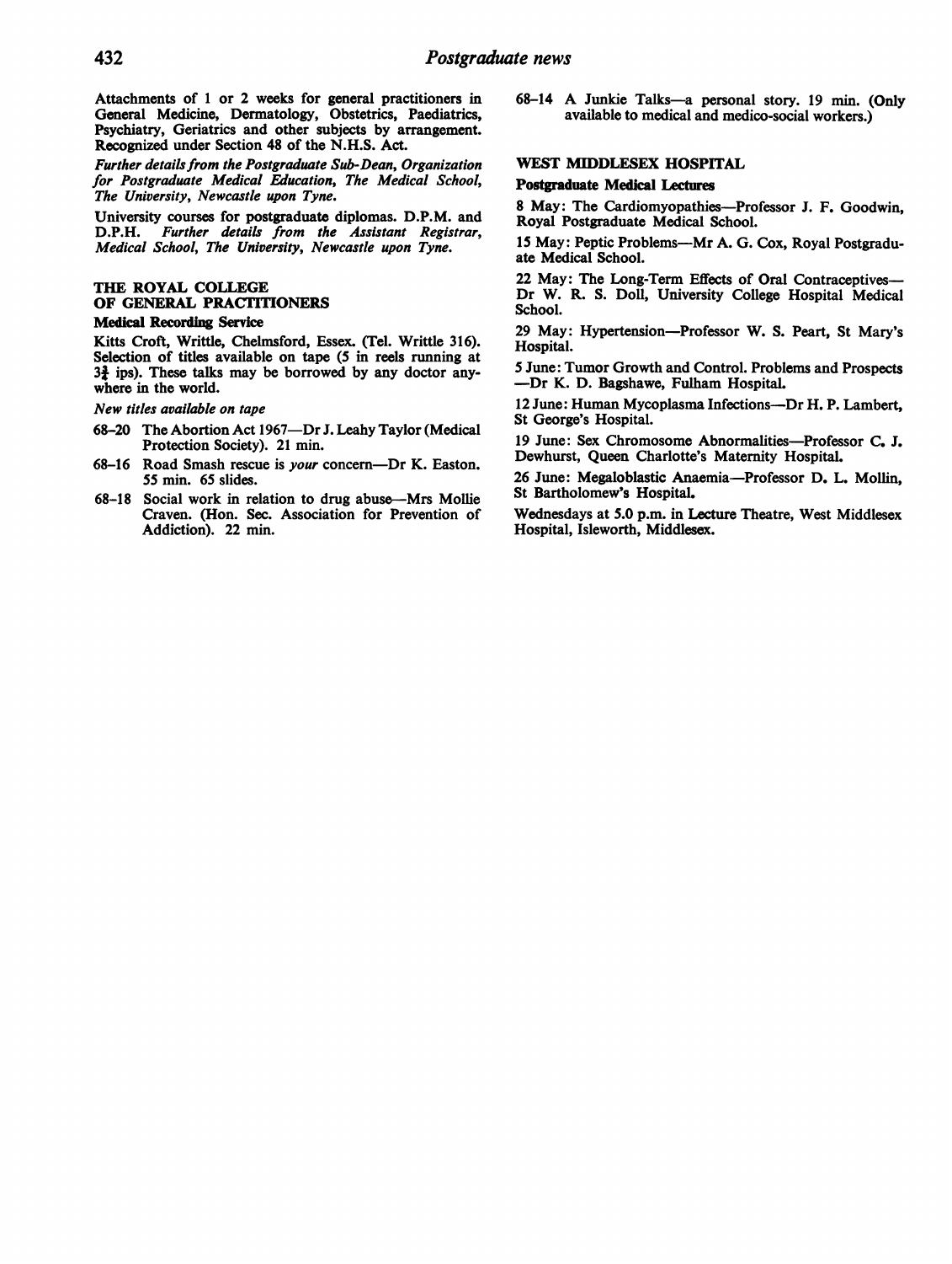Attachments of 1 or 2 weeks for general practitioners in General Medicine, Dermatology, Obstetrics, Paediatrics, Psychiatry, Geriatrics and other subjects by arrangement. Recognized under Section 48 of the N.H.S. Act.

*Further details from the Postgraduate Sub-Dean, Organization for Postgraduate Medical Education, The Medical School, The University, Newcastle upon Tyne.*

University courses for postgraduate diplomas. D.P.M. and D.P.H. *Further details from the Assistant Registrar, Medical School, The University, Newcastle upon Tyne.*

## THE ROYAL COLLEGE OF GENERAL PRACTITIONERS

### Medical Recording Service

Kitts Croft, Writtle, Chelmsford, Essex. (Tel. Writtle 316). Selection of titles available on tape (5 in reels running at $3\frac{3}{4}$ ips). These talks may be borrowed by any doctor anywhere in the world.

*New titles available on tape*

68–20 The Abortion Act 1967—Dr J. Leahy Taylor (Medical Protection Society). 21 min.

68–16 Road Smash rescue is *your* concern—Dr K. Easton. 55 min. 65 slides.

68–18 Social work in relation to drug abuse—Mrs Mollie Craven. (Hon. Sec. Association for Prevention of Addiction). 22 min.

68–14 A Junkie Talks—a personal story. 19 min. (Only available to medical and medico-social workers.)

## WEST MIDDLESEX HOSPITAL

### Postgraduate Medical Lectures

8 May: The Cardiomyopathies—Professor J. F. Goodwin, Royal Postgraduate Medical School.

15 May: Peptic Problems—Mr A. G. Cox, Royal Postgraduate Medical School.

22 May: The Long-Term Effects of Oral Contraceptives—Dr W. R. S. Doll, University College Hospital Medical School.

29 May: Hypertension—Professor W. S. Peart, St Mary's Hospital.

5 June: Tumor Growth and Control. Problems and Prospects—Dr K. D. Bagshawe, Fulham Hospital.

12 June: Human Mycoplasma Infections—Dr H. P. Lambert, St George's Hospital.

19 June: Sex Chromosome Abnormalities—Professor C. J. Dewhurst, Queen Charlotte's Maternity Hospital.

26 June: Megaloblastic Anaemia—Professor D. L. Mollin, St Bartholomew's Hospital.

Wednesdays at 5.0 p.m. in Lecture Theatre, West Middlesex Hospital, Isleworth, Middlesex.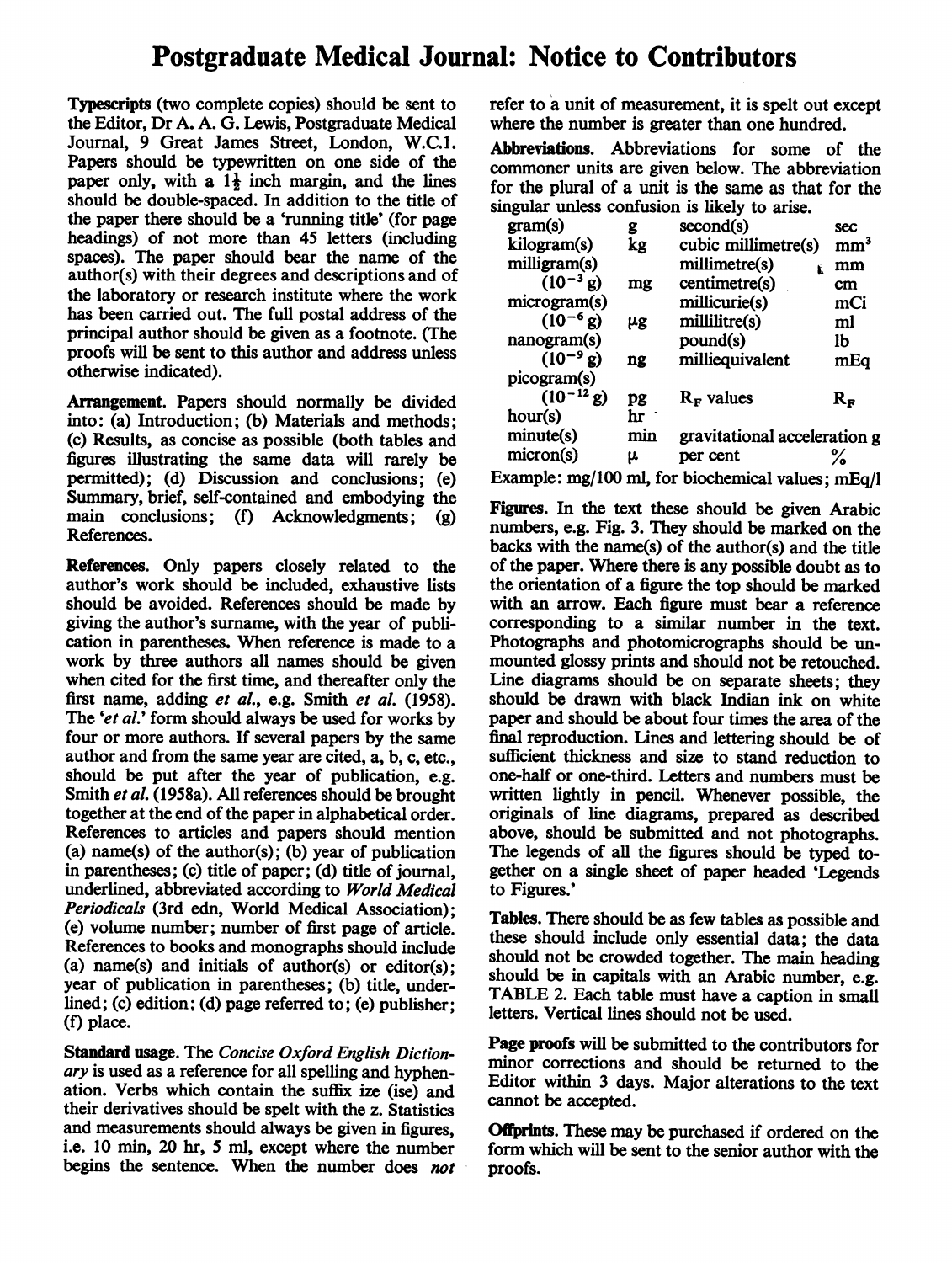# Postgraduate Medical Journal: Notice to Contributors

**Typescripts** (two complete copies) should be sent to the Editor, Dr A. A. G. Lewis, Postgraduate Medical Journal, 9 Great James Street, London, W.C.1. Papers should be typewritten on one side of the paper only, with a 1½ inch margin, and the lines should be double-spaced. In addition to the title of the paper there should be a 'running title' (for page headings) of not more than 45 letters (including spaces). The paper should bear the name of the author(s) with their degrees and descriptions and of the laboratory or research institute where the work has been carried out. The full postal address of the principal author should be given as a footnote. (The proofs will be sent to this author and address unless otherwise indicated).

**Arrangement.** Papers should normally be divided into: (a) Introduction; (b) Materials and methods; (c) Results, as concise as possible (both tables and figures illustrating the same data will rarely be permitted); (d) Discussion and conclusions; (e) Summary, brief, self-contained and embodying the main conclusions; (f) Acknowledgments; (g) References.

**References.** Only papers closely related to the author's work should be included, exhaustive lists should be avoided. References should be made by giving the author's surname, with the year of publication in parentheses. When reference is made to a work by three authors all names should be given when cited for the first time, and thereafter only the first name, adding *et al.*, e.g. Smith *et al.* (1958). The '*et al.*' form should always be used for works by four or more authors. If several papers by the same author and from the same year are cited, a, b, c, etc., should be put after the year of publication, e.g. Smith *et al.* (1958a). All references should be brought together at the end of the paper in alphabetical order. References to articles and papers should mention (a) name(s) of the author(s); (b) year of publication in parentheses; (c) title of paper; (d) title of journal, underlined, abbreviated according to *World Medical Periodicals* (3rd edn, World Medical Association); (e) volume number; number of first page of article. References to books and monographs should include (a) name(s) and initials of author(s) or editor(s); year of publication in parentheses; (b) title, underlined; (c) edition; (d) page referred to; (e) publisher; (f) place.

**Standard usage.** The *Concise Oxford English Dictionary* is used as a reference for all spelling and hyphenation. Verbs which contain the suffix ize (ise) and their derivatives should be spelt with the z. Statistics and measurements should always be given in figures, i.e. 10 min, 20 hr, 5 ml, except where the number begins the sentence. When the number does *not* refer to a unit of measurement, it is spelt out except where the number is greater than one hundred.

**Abbreviations.** Abbreviations for some of the commoner units are given below. The abbreviation for the plural of a unit is the same as that for the singular unless confusion is likely to arise.

| | | | |
|---|---|---|---|
| gram(s) | g | second(s) | sec |
| kilogram(s) | kg | cubic millimetre(s) | $mm^3$ |
| milligram(s) ($10^{-3}$ g) | mg | millimetre(s) | mm |
| | | centimetre(s) | cm |
| microgram(s) ($10^{-6}$ g) | μg | millicurie(s) | mCi |
| | | millilitre(s) | ml |
| nanogram(s) ($10^{-9}$ g) | ng | pound(s) | lb |
| | | milliequivalent | mEq |
| picogram(s) ($10^{-12}$ g) | pg | $R_F$ values | $R_F$ |
| hour(s) | hr | | |
| minute(s) | min | gravitational acceleration | g |
| micron(s) | μ | per cent | % |

Example: mg/100 ml, for biochemical values; mEq/l

**Figures.** In the text these should be given Arabic numbers, e.g. Fig. 3. They should be marked on the backs with the name(s) of the author(s) and the title of the paper. Where there is any possible doubt as to the orientation of a figure the top should be marked with an arrow. Each figure must bear a reference corresponding to a similar number in the text. Photographs and photomicrographs should be unmounted glossy prints and should not be retouched. Line diagrams should be on separate sheets; they should be drawn with black Indian ink on white paper and should be about four times the area of the final reproduction. Lines and lettering should be of sufficient thickness and size to stand reduction to one-half or one-third. Letters and numbers must be written lightly in pencil. Whenever possible, the originals of line diagrams, prepared as described above, should be submitted and not photographs. The legends of all the figures should be typed together on a single sheet of paper headed 'Legends to Figures.'

**Tables.** There should be as few tables as possible and these should include only essential data; the data should not be crowded together. The main heading should be in capitals with an Arabic number, e.g. TABLE 2. Each table must have a caption in small letters. Vertical lines should not be used.

**Page proofs** will be submitted to the contributors for minor corrections and should be returned to the Editor within 3 days. Major alterations to the text cannot be accepted.

**Offprints.** These may be purchased if ordered on the form which will be sent to the senior author with the proofs.